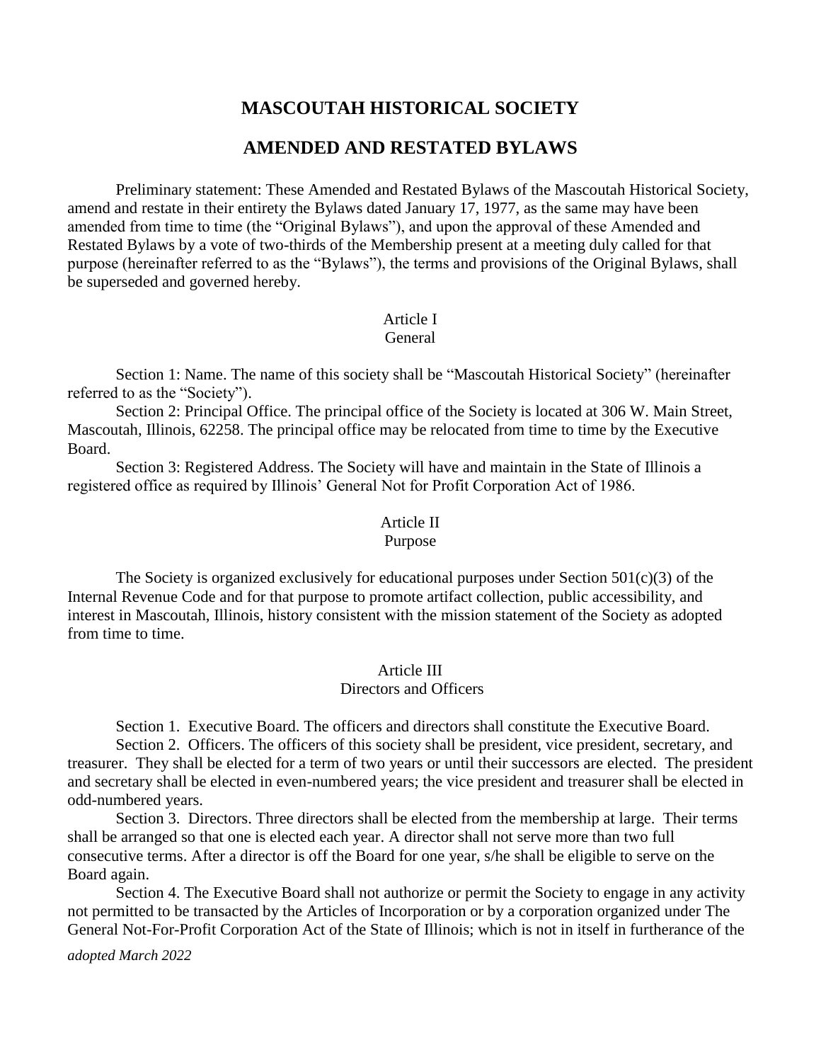# MASCOUTAH HISTORICAL SOCIETY

## AMENDED AND RESTATED BYLAWS

Preliminary statement: These Amended and Restated Bylaws of the Mascoutah Historical Society, amend and restate in their entirety the Bylaws dated January 17, 1977, as the same may have been amended from time to time (the "Original Bylaws"), and upon the approval of these Amended and Restated Bylaws by a vote of two-thirds of the Membership present at a meeting duly called for that purpose (hereinafter referred to as the "Bylaws"), the terms and provisions of the Original Bylaws, shall be superseded and governed hereby.

### Article I
### General

Section 1: Name. The name of this society shall be "Mascoutah Historical Society" (hereinafter referred to as the "Society").

Section 2: Principal Office. The principal office of the Society is located at 306 W. Main Street, Mascoutah, Illinois, 62258. The principal office may be relocated from time to time by the Executive Board.

Section 3: Registered Address. The Society will have and maintain in the State of Illinois a registered office as required by Illinois' General Not for Profit Corporation Act of 1986.

### Article II
### Purpose

The Society is organized exclusively for educational purposes under Section 501(c)(3) of the Internal Revenue Code and for that purpose to promote artifact collection, public accessibility, and interest in Mascoutah, Illinois, history consistent with the mission statement of the Society as adopted from time to time.

### Article III
### Directors and Officers

Section 1. Executive Board. The officers and directors shall constitute the Executive Board.

Section 2. Officers. The officers of this society shall be president, vice president, secretary, and treasurer. They shall be elected for a term of two years or until their successors are elected. The president and secretary shall be elected in even-numbered years; the vice president and treasurer shall be elected in odd-numbered years.

Section 3. Directors. Three directors shall be elected from the membership at large. Their terms shall be arranged so that one is elected each year. A director shall not serve more than two full consecutive terms. After a director is off the Board for one year, s/he shall be eligible to serve on the Board again.

Section 4. The Executive Board shall not authorize or permit the Society to engage in any activity not permitted to be transacted by the Articles of Incorporation or by a corporation organized under The General Not-For-Profit Corporation Act of the State of Illinois; which is not in itself in furtherance of the

*adopted March 2022*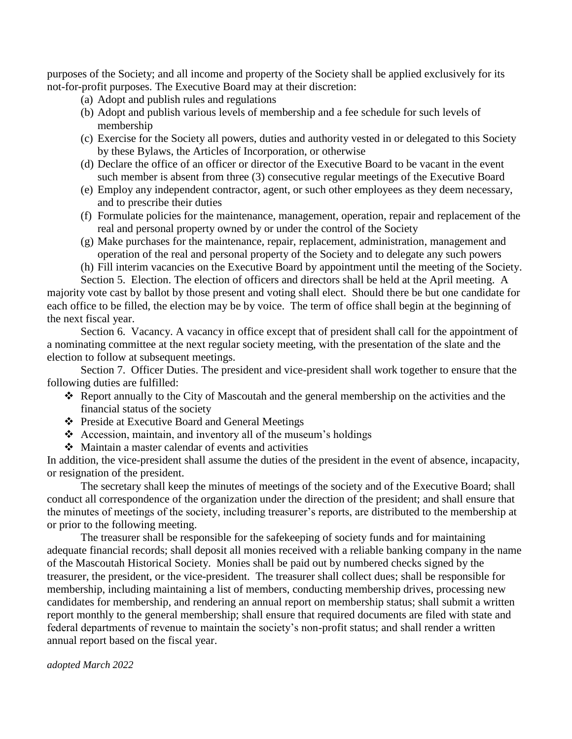purposes of the Society; and all income and property of the Society shall be applied exclusively for its not-for-profit purposes. The Executive Board may at their discretion:

(a) Adopt and publish rules and regulations
(b) Adopt and publish various levels of membership and a fee schedule for such levels of membership
(c) Exercise for the Society all powers, duties and authority vested in or delegated to this Society by these Bylaws, the Articles of Incorporation, or otherwise
(d) Declare the office of an officer or director of the Executive Board to be vacant in the event such member is absent from three (3) consecutive regular meetings of the Executive Board
(e) Employ any independent contractor, agent, or such other employees as they deem necessary, and to prescribe their duties
(f) Formulate policies for the maintenance, management, operation, repair and replacement of the real and personal property owned by or under the control of the Society
(g) Make purchases for the maintenance, repair, replacement, administration, management and operation of the real and personal property of the Society and to delegate any such powers
(h) Fill interim vacancies on the Executive Board by appointment until the meeting of the Society.

Section 5. Election. The election of officers and directors shall be held at the April meeting. A majority vote cast by ballot by those present and voting shall elect. Should there be but one candidate for each office to be filled, the election may be by voice. The term of office shall begin at the beginning of the next fiscal year.

Section 6. Vacancy. A vacancy in office except that of president shall call for the appointment of a nominating committee at the next regular society meeting, with the presentation of the slate and the election to follow at subsequent meetings.

Section 7. Officer Duties. The president and vice-president shall work together to ensure that the following duties are fulfilled:

- Report annually to the City of Mascoutah and the general membership on the activities and the financial status of the society
- Preside at Executive Board and General Meetings
- Accession, maintain, and inventory all of the museum's holdings
- Maintain a master calendar of events and activities

In addition, the vice-president shall assume the duties of the president in the event of absence, incapacity, or resignation of the president.

The secretary shall keep the minutes of meetings of the society and of the Executive Board; shall conduct all correspondence of the organization under the direction of the president; and shall ensure that the minutes of meetings of the society, including treasurer's reports, are distributed to the membership at or prior to the following meeting.

The treasurer shall be responsible for the safekeeping of society funds and for maintaining adequate financial records; shall deposit all monies received with a reliable banking company in the name of the Mascoutah Historical Society. Monies shall be paid out by numbered checks signed by the treasurer, the president, or the vice-president. The treasurer shall collect dues; shall be responsible for membership, including maintaining a list of members, conducting membership drives, processing new candidates for membership, and rendering an annual report on membership status; shall submit a written report monthly to the general membership; shall ensure that required documents are filed with state and federal departments of revenue to maintain the society's non-profit status; and shall render a written annual report based on the fiscal year.

*adopted March 2022*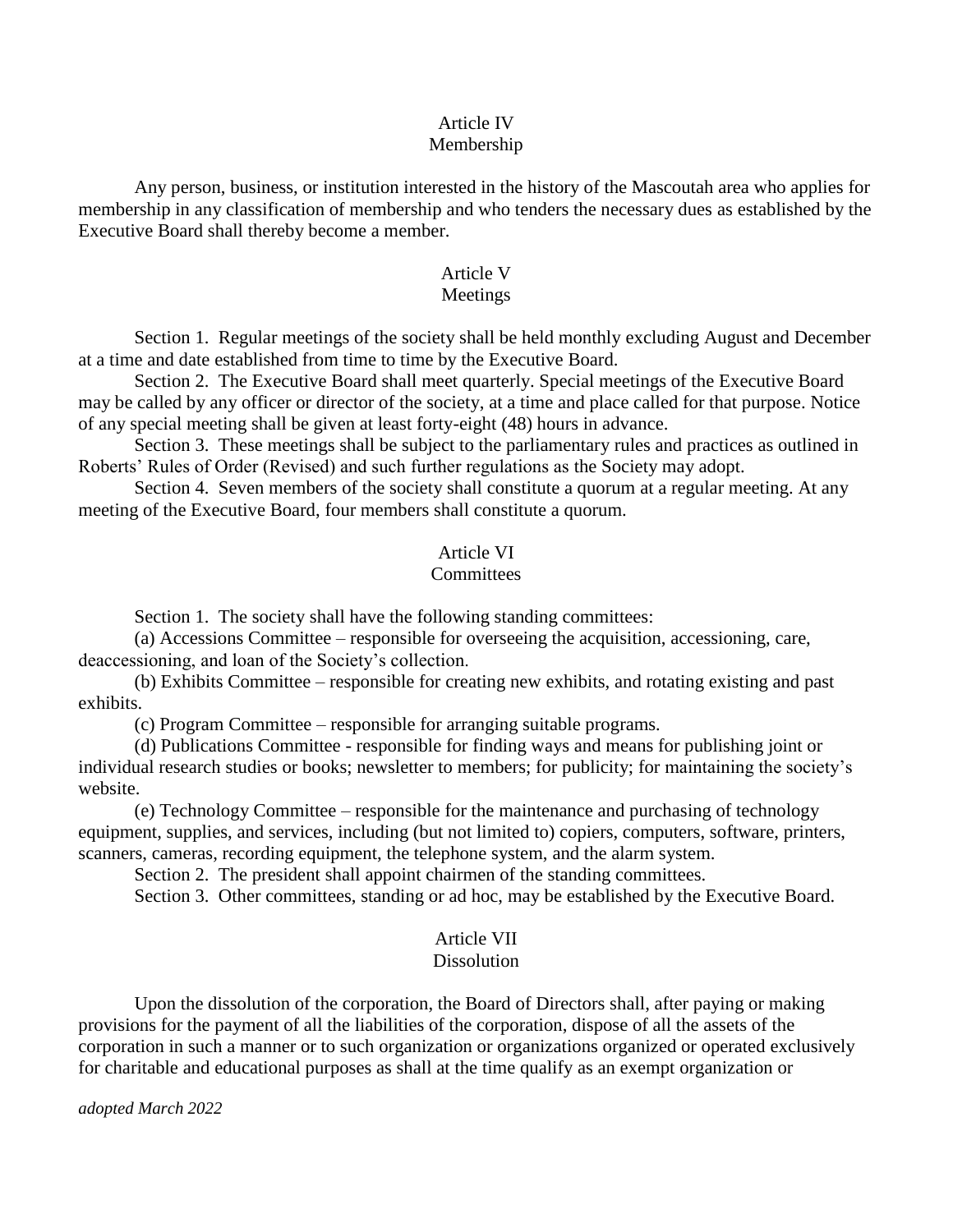## Article IV
## Membership

Any person, business, or institution interested in the history of the Mascoutah area who applies for membership in any classification of membership and who tenders the necessary dues as established by the Executive Board shall thereby become a member.

## Article V
## Meetings

Section 1. Regular meetings of the society shall be held monthly excluding August and December at a time and date established from time to time by the Executive Board.

Section 2. The Executive Board shall meet quarterly. Special meetings of the Executive Board may be called by any officer or director of the society, at a time and place called for that purpose. Notice of any special meeting shall be given at least forty-eight (48) hours in advance.

Section 3. These meetings shall be subject to the parliamentary rules and practices as outlined in Roberts' Rules of Order (Revised) and such further regulations as the Society may adopt.

Section 4. Seven members of the society shall constitute a quorum at a regular meeting. At any meeting of the Executive Board, four members shall constitute a quorum.

## Article VI
## Committees

Section 1. The society shall have the following standing committees:

(a) Accessions Committee – responsible for overseeing the acquisition, accessioning, care, deaccessioning, and loan of the Society's collection.

(b) Exhibits Committee – responsible for creating new exhibits, and rotating existing and past exhibits.

(c) Program Committee – responsible for arranging suitable programs.

(d) Publications Committee - responsible for finding ways and means for publishing joint or individual research studies or books; newsletter to members; for publicity; for maintaining the society's website.

(e) Technology Committee – responsible for the maintenance and purchasing of technology equipment, supplies, and services, including (but not limited to) copiers, computers, software, printers, scanners, cameras, recording equipment, the telephone system, and the alarm system.

Section 2. The president shall appoint chairmen of the standing committees.

Section 3. Other committees, standing or ad hoc, may be established by the Executive Board.

## Article VII
## Dissolution

Upon the dissolution of the corporation, the Board of Directors shall, after paying or making provisions for the payment of all the liabilities of the corporation, dispose of all the assets of the corporation in such a manner or to such organization or organizations organized or operated exclusively for charitable and educational purposes as shall at the time qualify as an exempt organization or

*adopted March 2022*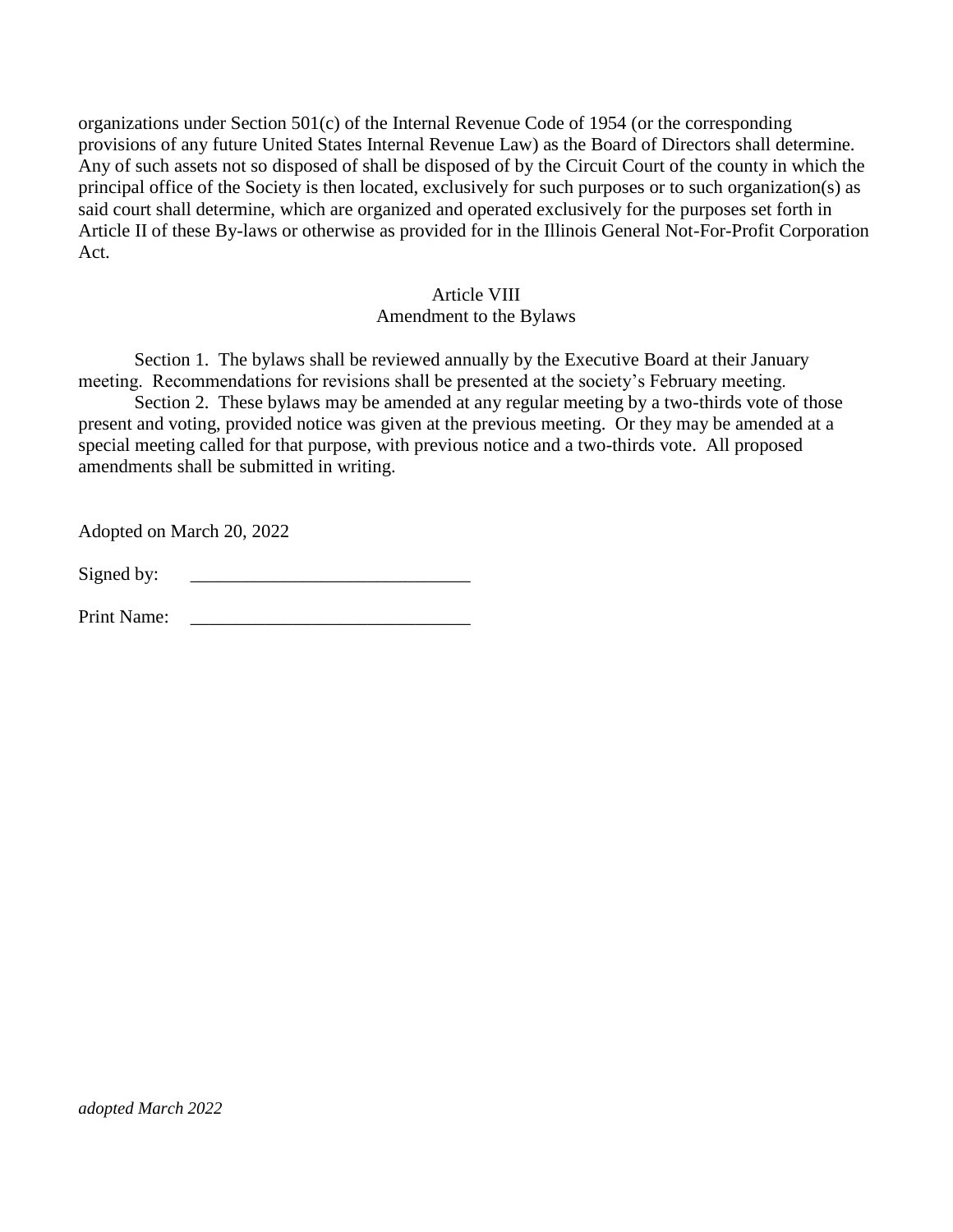organizations under Section 501(c) of the Internal Revenue Code of 1954 (or the corresponding provisions of any future United States Internal Revenue Law) as the Board of Directors shall determine. Any of such assets not so disposed of shall be disposed of by the Circuit Court of the county in which the principal office of the Society is then located, exclusively for such purposes or to such organization(s) as said court shall determine, which are organized and operated exclusively for the purposes set forth in Article II of these By-laws or otherwise as provided for in the Illinois General Not-For-Profit Corporation Act.

## Article VIII
## Amendment to the Bylaws

Section 1. The bylaws shall be reviewed annually by the Executive Board at their January meeting. Recommendations for revisions shall be presented at the society's February meeting.

Section 2. These bylaws may be amended at any regular meeting by a two-thirds vote of those present and voting, provided notice was given at the previous meeting. Or they may be amended at a special meeting called for that purpose, with previous notice and a two-thirds vote. All proposed amendments shall be submitted in writing.

Adopted on March 20, 2022

Signed by: ______________________________

Print Name: ______________________________

*adopted March 2022*